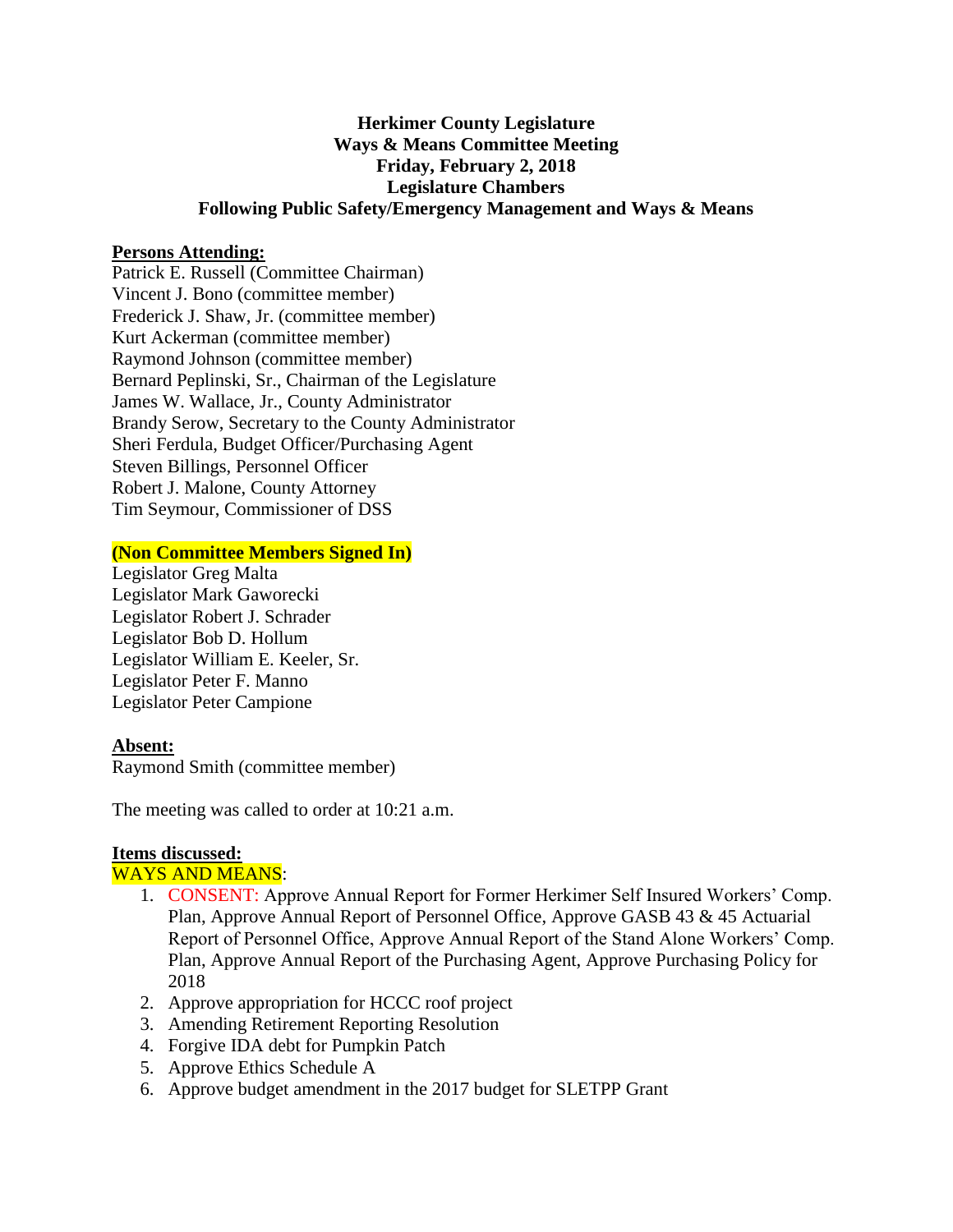**Herkimer County Legislature**
**Ways & Means Committee Meeting**
**Friday, February 2, 2018**
**Legislature Chambers**
**Following Public Safety/Emergency Management and Ways & Means**

**Persons Attending:**

Patrick E. Russell (Committee Chairman)
Vincent J. Bono (committee member)
Frederick J. Shaw, Jr. (committee member)
Kurt Ackerman (committee member)
Raymond Johnson (committee member)
Bernard Peplinski, Sr., Chairman of the Legislature
James W. Wallace, Jr., County Administrator
Brandy Serow, Secretary to the County Administrator
Sheri Ferdula, Budget Officer/Purchasing Agent
Steven Billings, Personnel Officer
Robert J. Malone, County Attorney
Tim Seymour, Commissioner of DSS

**(Non Committee Members Signed In)**

Legislator Greg Malta
Legislator Mark Gaworecki
Legislator Robert J. Schrader
Legislator Bob D. Hollum
Legislator William E. Keeler, Sr.
Legislator Peter F. Manno
Legislator Peter Campione

**Absent:**

Raymond Smith (committee member)

The meeting was called to order at 10:21 a.m.

**Items discussed:**

WAYS AND MEANS:

1. CONSENT: Approve Annual Report for Former Herkimer Self Insured Workers' Comp. Plan, Approve Annual Report of Personnel Office, Approve GASB 43 & 45 Actuarial Report of Personnel Office, Approve Annual Report of the Stand Alone Workers' Comp. Plan, Approve Annual Report of the Purchasing Agent, Approve Purchasing Policy for 2018
2. Approve appropriation for HCCC roof project
3. Amending Retirement Reporting Resolution
4. Forgive IDA debt for Pumpkin Patch
5. Approve Ethics Schedule A
6. Approve budget amendment in the 2017 budget for SLETPP Grant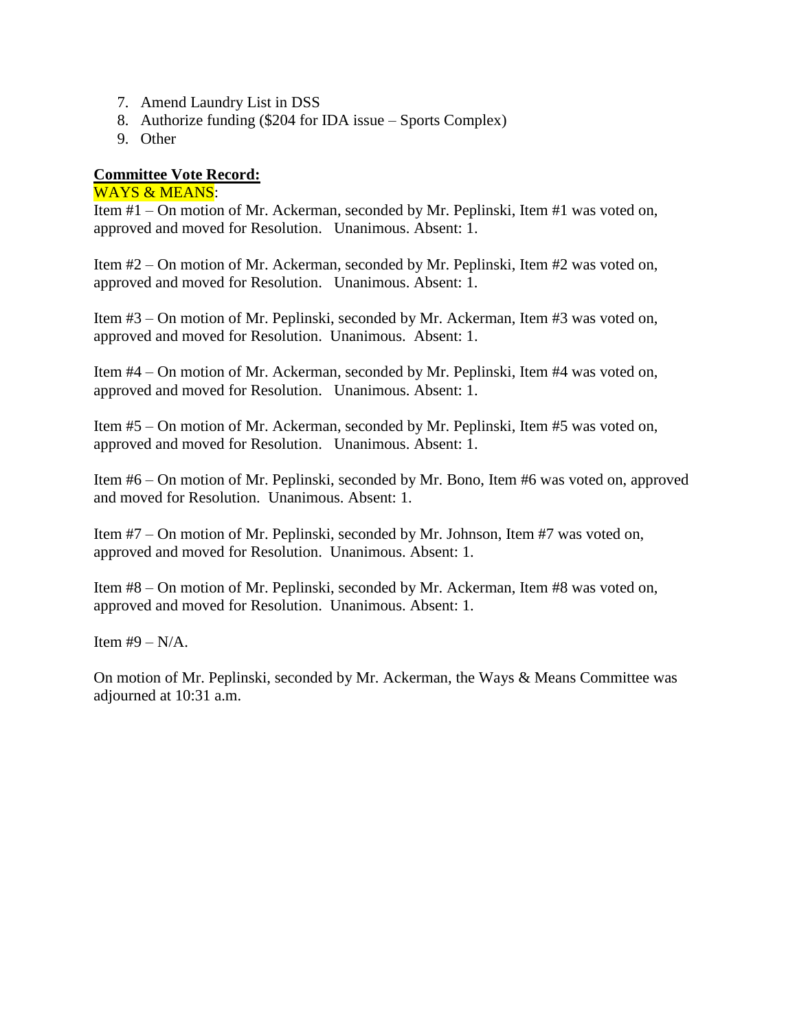7. Amend Laundry List in DSS
8. Authorize funding ($204 for IDA issue – Sports Complex)
9. Other

**Committee Vote Record:**

WAYS & MEANS:

Item #1 – On motion of Mr. Ackerman, seconded by Mr. Peplinski, Item #1 was voted on, approved and moved for Resolution. Unanimous. Absent: 1.

Item #2 – On motion of Mr. Ackerman, seconded by Mr. Peplinski, Item #2 was voted on, approved and moved for Resolution. Unanimous. Absent: 1.

Item #3 – On motion of Mr. Peplinski, seconded by Mr. Ackerman, Item #3 was voted on, approved and moved for Resolution. Unanimous. Absent: 1.

Item #4 – On motion of Mr. Ackerman, seconded by Mr. Peplinski, Item #4 was voted on, approved and moved for Resolution. Unanimous. Absent: 1.

Item #5 – On motion of Mr. Ackerman, seconded by Mr. Peplinski, Item #5 was voted on, approved and moved for Resolution. Unanimous. Absent: 1.

Item #6 – On motion of Mr. Peplinski, seconded by Mr. Bono, Item #6 was voted on, approved and moved for Resolution. Unanimous. Absent: 1.

Item #7 – On motion of Mr. Peplinski, seconded by Mr. Johnson, Item #7 was voted on, approved and moved for Resolution. Unanimous. Absent: 1.

Item #8 – On motion of Mr. Peplinski, seconded by Mr. Ackerman, Item #8 was voted on, approved and moved for Resolution. Unanimous. Absent: 1.

Item #9 – N/A.

On motion of Mr. Peplinski, seconded by Mr. Ackerman, the Ways & Means Committee was adjourned at 10:31 a.m.